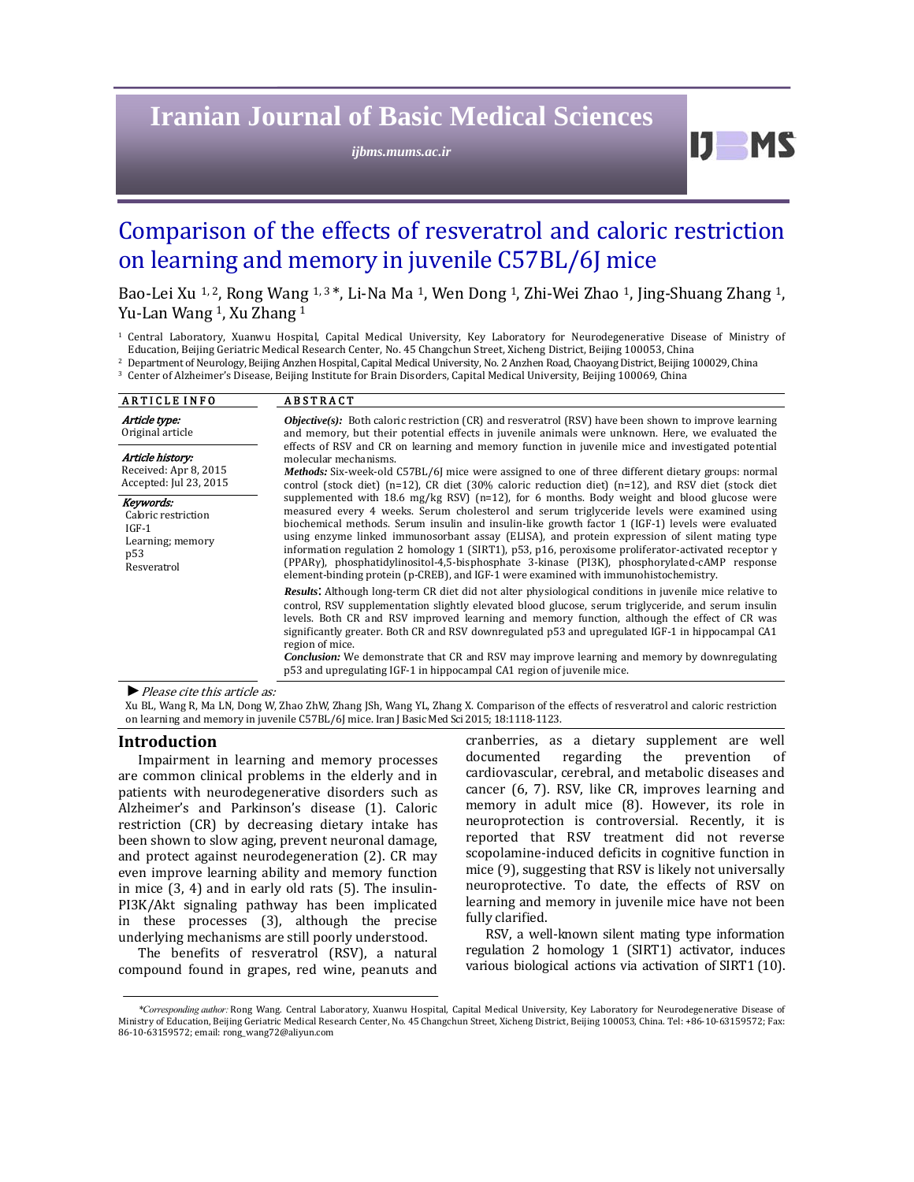# Comparison of the effects of resveratrol and caloric restriction on learning and memory in juvenile C57BL/6J mice

Bao-Lei Xu [1, 2], Rong Wang [1, 3] *, Li-Na Ma [1], Wen Dong [1], Zhi-Wei Zhao [1], Jing-Shuang Zhang [1], Yu-Lan Wang [1], Xu Zhang [1]

[1] Central Laboratory, Xuanwu Hospital, Capital Medical University, Key Laboratory for Neurodegenerative Disease of Ministry of Education, Beijing Geriatric Medical Research Center, No. 45 Changchun Street, Xicheng District, Beijing 100053, China

[2] Department of Neurology, Beijing Anzhen Hospital, Capital Medical University, No. 2 Anzhen Road, Chaoyang District, Beijing 100029, China

[3] Center of Alzheimer's Disease, Beijing Institute for Brain Disorders, Capital Medical University, Beijing 100069, China

## ARTICLE INFO

*Article type:*
Original article

*Article history:*
Received: Apr 8, 2015
Accepted: Jul 23, 2015

*Keywords:*
Caloric restriction
IGF-1
Learning; memory
p53
Resveratrol

## ABSTRACT

***Objective(s):*** Both caloric restriction (CR) and resveratrol (RSV) have been shown to improve learning and memory, but their potential effects in juvenile animals were unknown. Here, we evaluated the effects of RSV and CR on learning and memory function in juvenile mice and investigated potential molecular mechanisms.

***Methods:*** Six-week-old C57BL/6J mice were assigned to one of three different dietary groups: normal control (stock diet) (n=12), CR diet (30% caloric reduction diet) (n=12), and RSV diet (stock diet supplemented with 18.6 mg/kg RSV) (n=12), for 6 months. Body weight and blood glucose were measured every 4 weeks. Serum cholesterol and serum triglyceride levels were examined using biochemical methods. Serum insulin and insulin-like growth factor 1 (IGF-1) levels were evaluated using enzyme linked immunosorbant assay (ELISA), and protein expression of silent mating type information regulation 2 homology 1 (SIRT1), p53, p16, peroxisome proliferator-activated receptor γ (PPARγ), phosphatidylinositol-4,5-bisphosphate 3-kinase (PI3K), phosphorylated-cAMP response element-binding protein (p-CREB), and IGF-1 were examined with immunohistochemistry.

***Results***: Although long-term CR diet did not alter physiological conditions in juvenile mice relative to control, RSV supplementation slightly elevated blood glucose, serum triglyceride, and serum insulin levels. Both CR and RSV improved learning and memory function, although the effect of CR was significantly greater. Both CR and RSV downregulated p53 and upregulated IGF-1 in hippocampal CA1 region of mice.

***Conclusion:*** We demonstrate that CR and RSV may improve learning and memory by downregulating p53 and upregulating IGF-1 in hippocampal CA1 region of juvenile mice.

► *Please cite this article as:*

Xu BL, Wang R, Ma LN, Dong W, Zhao ZhW, Zhang JSh, Wang YL, Zhang X. Comparison of the effects of resveratrol and caloric restriction on learning and memory in juvenile C57BL/6J mice. Iran J Basic Med Sci 2015; 18:1118-1123.

## Introduction

Impairment in learning and memory processes are common clinical problems in the elderly and in patients with neurodegenerative disorders such as Alzheimer's and Parkinson's disease (1). Caloric restriction (CR) by decreasing dietary intake has been shown to slow aging, prevent neuronal damage, and protect against neurodegeneration (2). CR may even improve learning ability and memory function in mice (3, 4) and in early old rats (5). The insulin-PI3K/Akt signaling pathway has been implicated in these processes (3), although the precise underlying mechanisms are still poorly understood.

The benefits of resveratrol (RSV), a natural compound found in grapes, red wine, peanuts and cranberries, as a dietary supplement are well documented regarding the prevention of cardiovascular, cerebral, and metabolic diseases and cancer (6, 7). RSV, like CR, improves learning and memory in adult mice (8). However, its role in neuroprotection is controversial. Recently, it is reported that RSV treatment did not reverse scopolamine-induced deficits in cognitive function in mice (9), suggesting that RSV is likely not universally neuroprotective. To date, the effects of RSV on learning and memory in juvenile mice have not been fully clarified.

RSV, a well-known silent mating type information regulation 2 homology 1 (SIRT1) activator, induces various biological actions via activation of SIRT1 (10).

*Corresponding author: Rong Wang. Central Laboratory, Xuanwu Hospital, Capital Medical University, Key Laboratory for Neurodegenerative Disease of Ministry of Education, Beijing Geriatric Medical Research Center, No. 45 Changchun Street, Xicheng District, Beijing 100053, China. Tel: +86-10-63159572; Fax: 86-10-63159572; email: rong_wang72@aliyun.com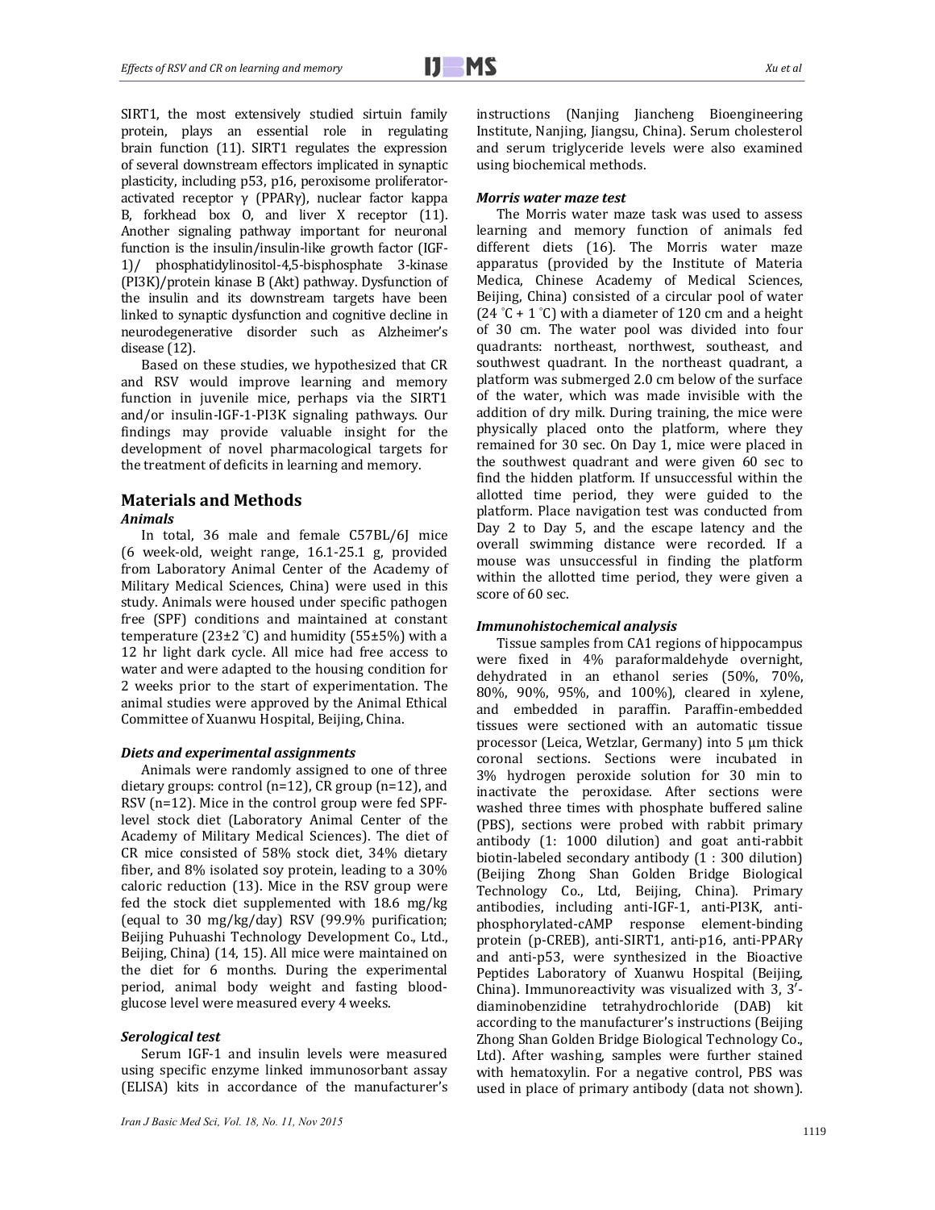SIRT1, the most extensively studied sirtuin family protein, plays an essential role in regulating brain function (11). SIRT1 regulates the expression of several downstream effectors implicated in synaptic plasticity, including p53, p16, peroxisome proliferator-activated receptor γ (PPARγ), nuclear factor kappa B, forkhead box O, and liver X receptor (11). Another signaling pathway important for neuronal function is the insulin/insulin-like growth factor (IGF-1)/ phosphatidylinositol-4,5-bisphosphate 3-kinase (PI3K)/protein kinase B (Akt) pathway. Dysfunction of the insulin and its downstream targets have been linked to synaptic dysfunction and cognitive decline in neurodegenerative disorder such as Alzheimer's disease (12).

Based on these studies, we hypothesized that CR and RSV would improve learning and memory function in juvenile mice, perhaps via the SIRT1 and/or insulin-IGF-1-PI3K signaling pathways. Our findings may provide valuable insight for the development of novel pharmacological targets for the treatment of deficits in learning and memory.

## Materials and Methods

### *Animals*

In total, 36 male and female C57BL/6J mice (6 week-old, weight range, 16.1-25.1 g, provided from Laboratory Animal Center of the Academy of Military Medical Sciences, China) were used in this study. Animals were housed under specific pathogen free (SPF) conditions and maintained at constant temperature (23±2 °C) and humidity (55±5%) with a 12 hr light dark cycle. All mice had free access to water and were adapted to the housing condition for 2 weeks prior to the start of experimentation. The animal studies were approved by the Animal Ethical Committee of Xuanwu Hospital, Beijing, China.

### *Diets and experimental assignments*

Animals were randomly assigned to one of three dietary groups: control (n=12), CR group (n=12), and RSV (n=12). Mice in the control group were fed SPF-level stock diet (Laboratory Animal Center of the Academy of Military Medical Sciences). The diet of CR mice consisted of 58% stock diet, 34% dietary fiber, and 8% isolated soy protein, leading to a 30% caloric reduction (13). Mice in the RSV group were fed the stock diet supplemented with 18.6 mg/kg (equal to 30 mg/kg/day) RSV (99.9% purification; Beijing Puhuashi Technology Development Co., Ltd., Beijing, China) (14, 15). All mice were maintained on the diet for 6 months. During the experimental period, animal body weight and fasting blood-glucose level were measured every 4 weeks.

### *Serological test*

Serum IGF-1 and insulin levels were measured using specific enzyme linked immunosorbant assay (ELISA) kits in accordance of the manufacturer's instructions (Nanjing Jiancheng Bioengineering Institute, Nanjing, Jiangsu, China). Serum cholesterol and serum triglyceride levels were also examined using biochemical methods.

### *Morris water maze test*

The Morris water maze task was used to assess learning and memory function of animals fed different diets (16). The Morris water maze apparatus (provided by the Institute of Materia Medica, Chinese Academy of Medical Sciences, Beijing, China) consisted of a circular pool of water (24 °C + 1 °C) with a diameter of 120 cm and a height of 30 cm. The water pool was divided into four quadrants: northeast, northwest, southeast, and southwest quadrant. In the northeast quadrant, a platform was submerged 2.0 cm below of the surface of the water, which was made invisible with the addition of dry milk. During training, the mice were physically placed onto the platform, where they remained for 30 sec. On Day 1, mice were placed in the southwest quadrant and were given 60 sec to find the hidden platform. If unsuccessful within the allotted time period, they were guided to the platform. Place navigation test was conducted from Day 2 to Day 5, and the escape latency and the overall swimming distance were recorded. If a mouse was unsuccessful in finding the platform within the allotted time period, they were given a score of 60 sec.

### *Immunohistochemical analysis*

Tissue samples from CA1 regions of hippocampus were fixed in 4% paraformaldehyde overnight, dehydrated in an ethanol series (50%, 70%, 80%, 90%, 95%, and 100%), cleared in xylene, and embedded in paraffin. Paraffin-embedded tissues were sectioned with an automatic tissue processor (Leica, Wetzlar, Germany) into 5 μm thick coronal sections. Sections were incubated in 3% hydrogen peroxide solution for 30 min to inactivate the peroxidase. After sections were washed three times with phosphate buffered saline (PBS), sections were probed with rabbit primary antibody (1: 1000 dilution) and goat anti-rabbit biotin-labeled secondary antibody (1 : 300 dilution) (Beijing Zhong Shan Golden Bridge Biological Technology Co., Ltd, Beijing, China). Primary antibodies, including anti-IGF-1, anti-PI3K, anti-phosphorylated-cAMP response element-binding protein (p-CREB), anti-SIRT1, anti-p16, anti-PPARγ and anti-p53, were synthesized in the Bioactive Peptides Laboratory of Xuanwu Hospital (Beijing, China). Immunoreactivity was visualized with 3, 3′-diaminobenzidine tetrahydrochloride (DAB) kit according to the manufacturer's instructions (Beijing Zhong Shan Golden Bridge Biological Technology Co., Ltd). After washing, samples were further stained with hematoxylin. For a negative control, PBS was used in place of primary antibody (data not shown).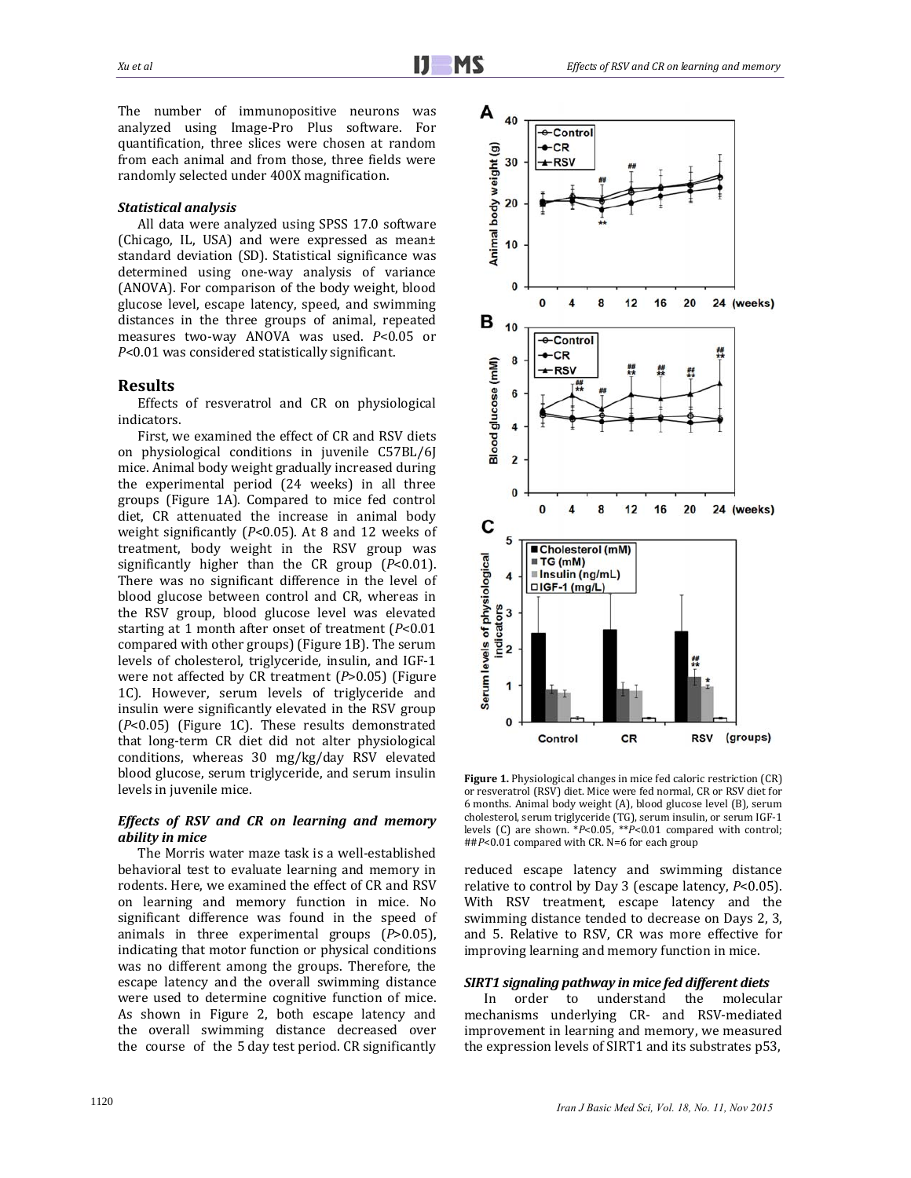The number of immunopositive neurons was analyzed using Image-Pro Plus software. For quantification, three slices were chosen at random from each animal and from those, three fields were randomly selected under 400X magnification.

### *Statistical analysis*

All data were analyzed using SPSS 17.0 software (Chicago, IL, USA) and were expressed as mean± standard deviation (SD). Statistical significance was determined using one-way analysis of variance (ANOVA). For comparison of the body weight, blood glucose level, escape latency, speed, and swimming distances in the three groups of animal, repeated measures two-way ANOVA was used. $P<0.05$ or $P<0.01$ was considered statistically significant.

## Results

Effects of resveratrol and CR on physiological indicators.

First, we examined the effect of CR and RSV diets on physiological conditions in juvenile C57BL/6J mice. Animal body weight gradually increased during the experimental period (24 weeks) in all three groups (Figure 1A). Compared to mice fed control diet, CR attenuated the increase in animal body weight significantly ($P<0.05$). At 8 and 12 weeks of treatment, body weight in the RSV group was significantly higher than the CR group ($P<0.01$). There was no significant difference in the level of blood glucose between control and CR, whereas in the RSV group, blood glucose level was elevated starting at 1 month after onset of treatment ($P<0.01$ compared with other groups) (Figure 1B). The serum levels of cholesterol, triglyceride, insulin, and IGF-1 were not affected by CR treatment ($P>0.05$) (Figure 1C). However, serum levels of triglyceride and insulin were significantly elevated in the RSV group ($P<0.05$) (Figure 1C). These results demonstrated that long-term CR diet did not alter physiological conditions, whereas 30 mg/kg/day RSV elevated blood glucose, serum triglyceride, and serum insulin levels in juvenile mice.

### *Effects of RSV and CR on learning and memory ability in mice*

The Morris water maze task is a well-established behavioral test to evaluate learning and memory in rodents. Here, we examined the effect of CR and RSV on learning and memory function in mice. No significant difference was found in the speed of animals in three experimental groups ($P>0.05$), indicating that motor function or physical conditions was no different among the groups. Therefore, the escape latency and the overall swimming distance were used to determine cognitive function of mice. As shown in Figure 2, both escape latency and the overall swimming distance decreased over the course of the 5 day test period. CR significantly reduced escape latency and swimming distance relative to control by Day 3 (escape latency, $P<0.05$). With RSV treatment, escape latency and the swimming distance tended to decrease on Days 2, 3, and 5. Relative to RSV, CR was more effective for improving learning and memory function in mice.

A
Control
CR
RSV
Animal body weight (g)
40
30
20
10
0
##
##
**
0 4 8 12 16 20 24 (weeks)

B
Control
CR
RSV
Blood glucose (mM)
10
8
6
4
2
0
##
**
##
##
**
##
**
##
**
##
**
0 4 8 12 16 20 24 (weeks)

C
Cholesterol (mM)
TG (mM)
Insulin (ng/mL)
IGF-1 (mg/L)
Serum levels of physiological indicators
5
4
3
2
1
0
##
**
*
Control CR RSV (groups)

**Figure 1.** Physiological changes in mice fed caloric restriction (CR) or resveratrol (RSV) diet. Mice were fed normal, CR or RSV diet for 6 months. Animal body weight (A), blood glucose level (B), serum cholesterol, serum triglyceride (TG), serum insulin, or serum IGF-1 levels (C) are shown. $^{*}P<0.05$, $^{**}P<0.01$ compared with control; $^{\#\#}P<0.01$ compared with CR. N=6 for each group

### *SIRT1 signaling pathway in mice fed different diets*

In order to understand the molecular mechanisms underlying CR- and RSV-mediated improvement in learning and memory, we measured the expression levels of SIRT1 and its substrates p53,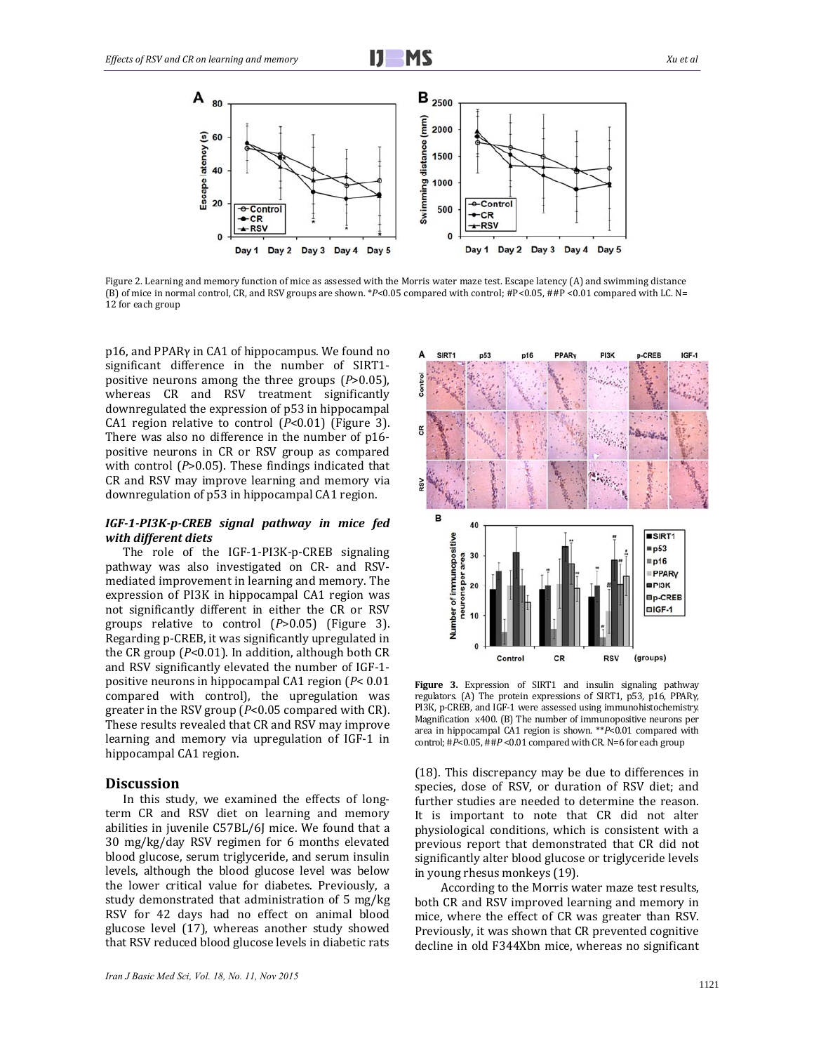A

Escape latency (s)

80, 60, 40, 20, 0

Day 1 Day 2 Day 3 Day 4 Day 5

Control
CR
RSV

B

Swimming distance (mm)

2500, 2000, 1500, 1000, 500, 0

Day 1 Day 2 Day 3 Day 4 Day 5

Control
CR
RSV

Figure 2. Learning and memory function of mice as assessed with the Morris water maze test. Escape latency (A) and swimming distance (B) of mice in normal control, CR, and RSV groups are shown. *$P$<0.05 compared with control; #P<0.05, ##P <0.01 compared with LC. N= 12 for each group

p16, and PPARγ in CA1 of hippocampus. We found no significant difference in the number of SIRT1-positive neurons among the three groups ($P$>0.05), whereas CR and RSV treatment significantly downregulated the expression of p53 in hippocampal CA1 region relative to control ($P$<0.01) (Figure 3). There was also no difference in the number of p16-positive neurons in CR or RSV group as compared with control ($P$>0.05). These findings indicated that CR and RSV may improve learning and memory via downregulation of p53 in hippocampal CA1 region.

### *IGF-1-PI3K-p-CREB signal pathway in mice fed with different diets*

The role of the IGF-1-PI3K-p-CREB signaling pathway was also investigated on CR- and RSV-mediated improvement in learning and memory. The expression of PI3K in hippocampal CA1 region was not significantly different in either the CR or RSV groups relative to control ($P$>0.05) (Figure 3). Regarding p-CREB, it was significantly upregulated in the CR group ($P$<0.01). In addition, although both CR and RSV significantly elevated the number of IGF-1-positive neurons in hippocampal CA1 region ($P$< 0.01 compared with control), the upregulation was greater in the RSV group ($P$<0.05 compared with CR). These results revealed that CR and RSV may improve learning and memory via upregulation of IGF-1 in hippocampal CA1 region.

A

SIRT1 p53 p16 PPARγ PI3K p-CREB IGF-1

Control

CR

RSV

B

Number of immunopositive neurons per area

40, 30, 20, 10, 0

Control CR RSV (groups)

SIRT1
p53
p16
PPARγ
PI3K
p-CREB
IGF-1

**Figure 3.** Expression of SIRT1 and insulin signaling pathway regulators. (A) The protein expressions of SIRT1, p53, p16, PPARγ, PI3K, p-CREB, and IGF-1 were assessed using immunohistochemistry. Magnification x400. (B) The number of immunopositive neurons per area in hippocampal CA1 region is shown. **$P$<0.01 compared with control; #$P$<0.05, ##$P$ <0.01 compared with CR. N=6 for each group

## Discussion

In this study, we examined the effects of long-term CR and RSV diet on learning and memory abilities in juvenile C57BL/6J mice. We found that a 30 mg/kg/day RSV regimen for 6 months elevated blood glucose, serum triglyceride, and serum insulin levels, although the blood glucose level was below the lower critical value for diabetes. Previously, a study demonstrated that administration of 5 mg/kg RSV for 42 days had no effect on animal blood glucose level (17), whereas another study showed that RSV reduced blood glucose levels in diabetic rats (18). This discrepancy may be due to differences in species, dose of RSV, or duration of RSV diet; and further studies are needed to determine the reason. It is important to note that CR did not alter physiological conditions, which is consistent with a previous report that demonstrated that CR did not significantly alter blood glucose or triglyceride levels in young rhesus monkeys (19).

According to the Morris water maze test results, both CR and RSV improved learning and memory in mice, where the effect of CR was greater than RSV. Previously, it was shown that CR prevented cognitive decline in old F344Xbn mice, whereas no significant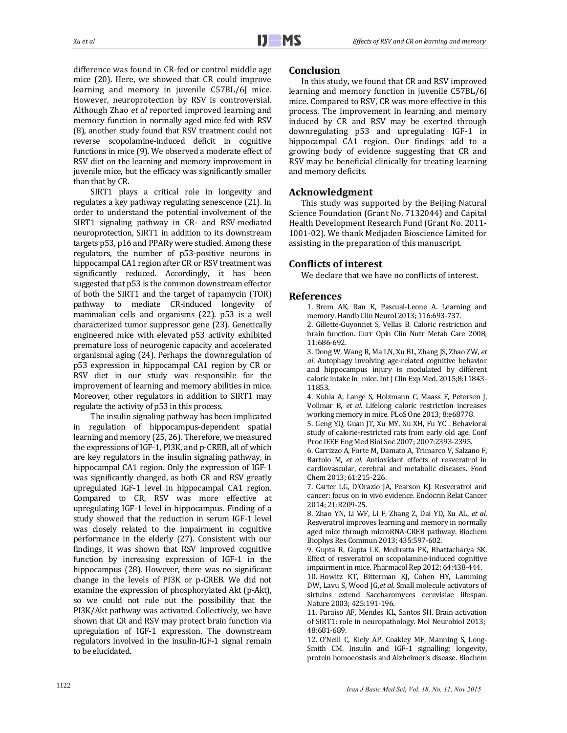difference was found in CR-fed or control middle age mice (20). Here, we showed that CR could improve learning and memory in juvenile C57BL/6J mice. However, neuroprotection by RSV is controversial. Although Zhao *et al* reported improved learning and memory function in normally aged mice fed with RSV (8), another study found that RSV treatment could not reverse scopolamine-induced deficit in cognitive functions in mice (9). We observed a moderate effect of RSV diet on the learning and memory improvement in juvenile mice, but the efficacy was significantly smaller than that by CR.

SIRT1 plays a critical role in longevity and regulates a key pathway regulating senescence (21). In order to understand the potential involvement of the SIRT1 signaling pathway in CR- and RSV-mediated neuroprotection, SIRT1 in addition to its downstream targets p53, p16 and PPARγ were studied. Among these regulators, the number of p53-positive neurons in hippocampal CA1 region after CR or RSV treatment was significantly reduced. Accordingly, it has been suggested that p53 is the common downstream effector of both the SIRT1 and the target of rapamycin (TOR) pathway to mediate CR-induced longevity of mammalian cells and organisms (22). p53 is a well characterized tumor suppressor gene (23). Genetically engineered mice with elevated p53 activity exhibited premature loss of neurogenic capacity and accelerated organismal aging (24). Perhaps the downregulation of p53 expression in hippocampal CA1 region by CR or RSV diet in our study was responsible for the improvement of learning and memory abilities in mice. Moreover, other regulators in addition to SIRT1 may regulate the activity of p53 in this process.

The insulin signaling pathway has been implicated in regulation of hippocampus-dependent spatial learning and memory (25, 26). Therefore, we measured the expressions of IGF-1, PI3K, and p-CREB, all of which are key regulators in the insulin signaling pathway, in hippocampal CA1 region. Only the expression of IGF-1 was significantly changed, as both CR and RSV greatly upregulated IGF-1 level in hippocampal CA1 region. Compared to CR, RSV was more effective at upregulating IGF-1 level in hippocampus. Finding of a study showed that the reduction in serum IGF-1 level was closely related to the impairment in cognitive performance in the elderly (27). Consistent with our findings, it was shown that RSV improved cognitive function by increasing expression of IGF-1 in the hippocampus (28). However, there was no significant change in the levels of PI3K or p-CREB. We did not examine the expression of phosphorylated Akt (p-Akt), so we could not rule out the possibility that the PI3K/Akt pathway was activated. Collectively, we have shown that CR and RSV may protect brain function via upregulation of IGF-1 expression. The downstream regulators involved in the insulin-IGF-1 signal remain to be elucidated.

## Conclusion

In this study, we found that CR and RSV improved learning and memory function in juvenile C57BL/6J mice. Compared to RSV, CR was more effective in this process. The improvement in learning and memory induced by CR and RSV may be exerted through downregulating p53 and upregulating IGF-1 in hippocampal CA1 region. Our findings add to a growing body of evidence suggesting that CR and RSV may be beneficial clinically for treating learning and memory deficits.

## Acknowledgment

This study was supported by the Beijing Natural Science Foundation (Grant No. 7132044) and Capital Health Development Research Fund (Grant No. 2011-1001-02). We thank Medjaden Bioscience Limited for assisting in the preparation of this manuscript.

## Conflicts of interest

We declare that we have no conflicts of interest.

## References

1. Brem AK, Ran K, Pascual-Leone A. Learning and memory. Handb Clin Neurol 2013; 116:693-737.
2. Gillette-Guyonnet S, Vellas B. Caloric restriction and brain function. Curr Opin Clin Nutr Metab Care 2008; 11:686-692.
3. Dong W, Wang R, Ma LN, Xu BL, Zhang JS, Zhao ZW, *et al*. Autophagy involving age-related cognitive behavior and hippocampus injury is modulated by different caloric intake in mice. Int J Clin Exp Med. 2015;8:11843-11853.
4. Kuhla A, Lange S, Holzmann C, Maass F, Petersen J, Vollmar B, *et al*. Lifelong caloric restriction increases working memory in mice. PLoS One 2013; 8:e68778.
5. Geng YQ, Guan JT, Xu MY, Xu XH, Fu YC . Behavioral study of calorie-restricted rats from early old age. Conf Proc IEEE Eng Med Biol Soc 2007; 2007:2393-2395.
6. Carrizzo A, Forte M, Damato A, Trimarco V, Salzano F, Bartolo M, *et al*. Antioxidant effects of resveratrol in cardiovascular, cerebral and metabolic diseases. Food Chem 2013; 61:215-226.
7. Carter LG, D'Orazio JA, Pearson KJ. Resveratrol and cancer: focus on in vivo evidence. Endocrin Relat Cancer 2014; 21:R209-25.
8. Zhao YN, Li WF, Li F, Zhang Z, Dai YD, Xu AL, *et al*. Resveratrol improves learning and memory in normally aged mice through microRNA-CREB pathway. Biochem Biophys Res Commun 2013; 435:597-602.
9. Gupta R, Gupta LK, Mediratta PK, Bhattacharya SK. Effect of resveratrol on scopolamine-induced cognitive impairment in mice. Pharmacol Rep 2012; 64:438-444.
10. Howitz KT, Bitterman KJ, Cohen HY, Lamming DW, Lavu S, Wood JG,*et al*. Small molecule activators of sirtuins extend Saccharomyces cerevisiae lifespan. Nature 2003; 425:191-196.
11. Paraiso AF, Mendes KL, Santos SH. Brain activation of SIRT1: role in neuropathology. Mol Neurobiol 2013; 48:681-689.
12. O'Neill C, Kiely AP, Coakley MF, Manning S, Long-Smith CM. Insulin and IGF-1 signalling: longevity, protein homoeostasis and Alzheimer's disease. Biochem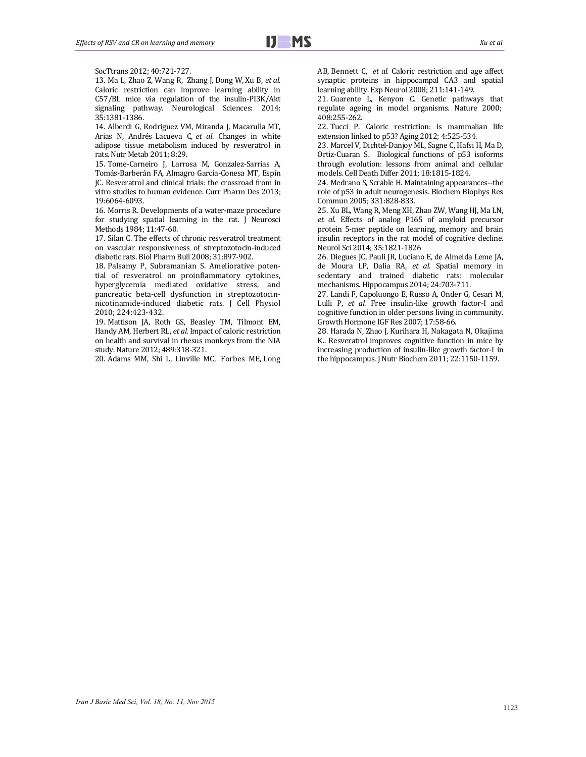SocTtrans 2012; 40:721-727.

13. Ma L, Zhao Z, Wang R, Zhang J, Dong W, Xu B, *et al*. Caloric restriction can improve learning ability in C57/BL mice via regulation of the insulin-PI3K/Akt signaling pathway. Neurological Sciences: 2014; 35:1381-1386.

14. Alberdi G, Rodriguez VM, Miranda J, Macarulla MT, Arias N, Andrés Lacueva C, *et al*. Changes in white adipose tissue metabolism induced by resveratrol in rats. Nutr Metab 2011; 8:29.

15. Tome-Carneiro J, Larrosa M, Gonzalez-Sarrias A, Tomás-Barberán FA, Almagro García-Conesa MT, Espín JC. Resveratrol and clinical trials: the crossroad from in vitro studies to human evidence. Curr Pharm Des 2013; 19:6064-6093.

16. Morris R. Developments of a water-maze procedure for studying spatial learning in the rat. J Neurosci Methods 1984; 11:47-60.

17. Silan C. The effects of chronic resveratrol treatment on vascular responsiveness of streptozotocin-induced diabetic rats. Biol Pharm Bull 2008; 31:897-902.

18. Palsamy P, Subramanian S. Ameliorative potential of resveratrol on proinflammatory cytokines, hyperglycemia mediated oxidative stress, and pancreatic beta-cell dysfunction in streptozotocin-nicotinamide-induced diabetic rats. J Cell Physiol 2010; 224:423-432.

19. Mattison JA, Roth GS, Beasley TM, Tilmont EM, Handy AM, Herbert RL, *et al*. Impact of caloric restriction on health and survival in rhesus monkeys from the NIA study. Nature 2012; 489:318-321.

20. Adams MM, Shi L, Linville MC, Forbes ME, Long AB, Bennett C, *et al*. Caloric restriction and age affect synaptic proteins in hippocampal CA3 and spatial learning ability. Exp Neurol 2008; 211:141-149.

21. Guarente L, Kenyon C. Genetic pathways that regulate ageing in model organisms. Nature 2000; 408:255-262.

22. Tucci P. Caloric restriction: is mammalian life extension linked to p53? Aging 2012; 4:525-534.

23. Marcel V, Dichtel-Danjoy ML, Sagne C, Hafsi H, Ma D, Ortiz-Cuaran S. Biological functions of p53 isoforms through evolution: lessons from animal and cellular models. Cell Death Differ 2011; 18:1815-1824.

24. Medrano S, Scrable H. Maintaining appearances--the role of p53 in adult neurogenesis. Biochem Biophys Res Commun 2005; 331:828-833.

25. Xu BL, Wang R, Meng XH, Zhao ZW, Wang HJ, Ma LN, *et al*. Effects of analog P165 of amyloid precursor protein 5-mer peptide on learning, memory and brain insulin receptors in the rat model of cognitive decline. Neurol Sci 2014; 35:1821-1826

26. Diegues JC, Pauli JR, Luciano E, de Almeida Leme JA, de Moura LP, Dalia RA, *et al*. Spatial memory in sedentary and trained diabetic rats: molecular mechanisms. Hippocampus 2014; 24:703-711.

27. Landi F, Capoluongo E, Russo A, Onder G, Cesari M, Lulli P, *et al*. Free insulin-like growth factor-I and cognitive function in older persons living in community. Growth Hormone IGF Res 2007; 17:58-66.

28. Harada N, Zhao J, Kurihara H, Nakagata N, Okajima K.. Resveratrol improves cognitive function in mice by increasing production of insulin-like growth factor-I in the hippocampus. J Nutr Biochem 2011; 22:1150-1159.